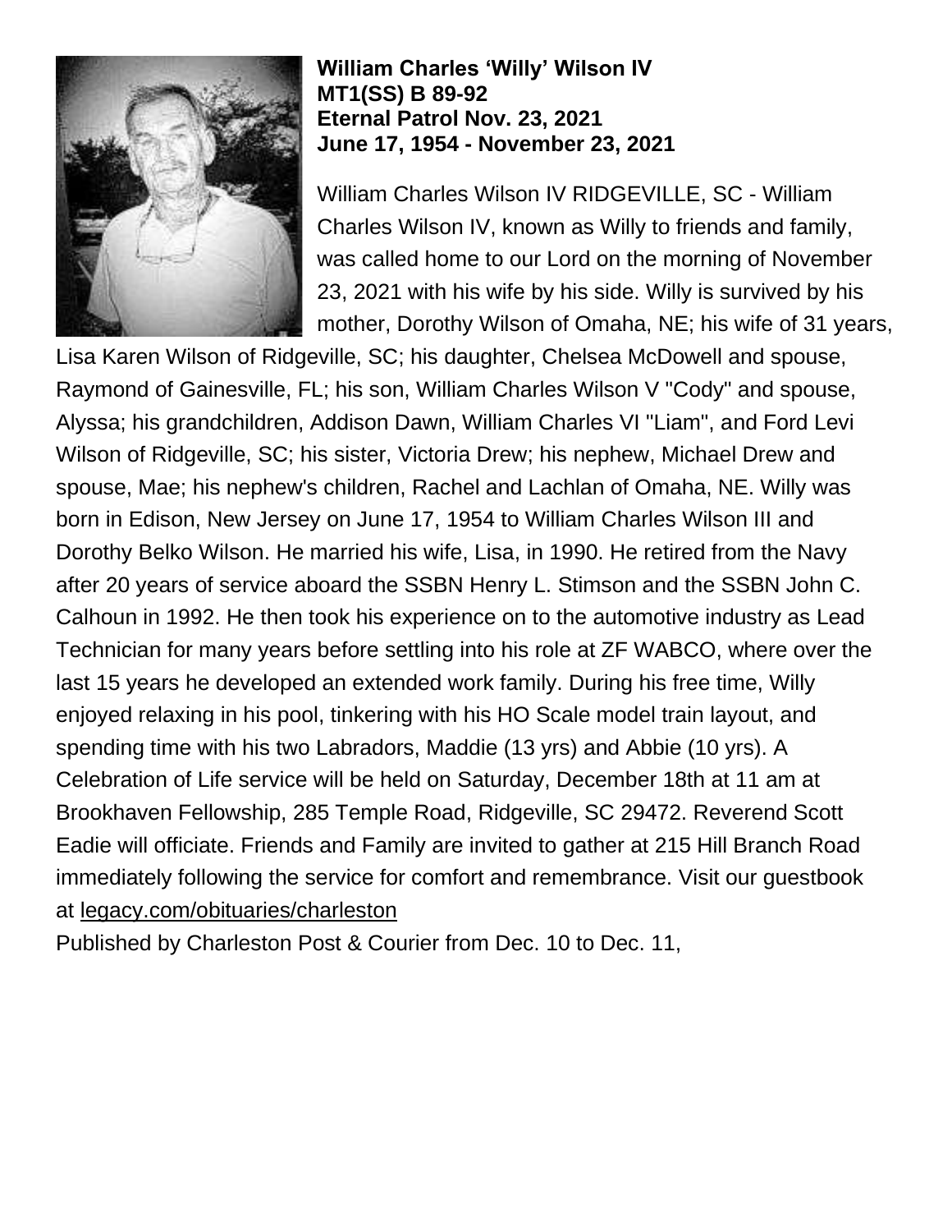**William Charles 'Willy' Wilson IV**
**MT1(SS) B 89-92**
**Eternal Patrol Nov. 23, 2021**
**June 17, 1954 - November 23, 2021**

William Charles Wilson IV RIDGEVILLE, SC - William Charles Wilson IV, known as Willy to friends and family, was called home to our Lord on the morning of November 23, 2021 with his wife by his side. Willy is survived by his mother, Dorothy Wilson of Omaha, NE; his wife of 31 years, Lisa Karen Wilson of Ridgeville, SC; his daughter, Chelsea McDowell and spouse, Raymond of Gainesville, FL; his son, William Charles Wilson V "Cody" and spouse, Alyssa; his grandchildren, Addison Dawn, William Charles VI "Liam", and Ford Levi Wilson of Ridgeville, SC; his sister, Victoria Drew; his nephew, Michael Drew and spouse, Mae; his nephew's children, Rachel and Lachlan of Omaha, NE. Willy was born in Edison, New Jersey on June 17, 1954 to William Charles Wilson III and Dorothy Belko Wilson. He married his wife, Lisa, in 1990. He retired from the Navy after 20 years of service aboard the SSBN Henry L. Stimson and the SSBN John C. Calhoun in 1992. He then took his experience on to the automotive industry as Lead Technician for many years before settling into his role at ZF WABCO, where over the last 15 years he developed an extended work family. During his free time, Willy enjoyed relaxing in his pool, tinkering with his HO Scale model train layout, and spending time with his two Labradors, Maddie (13 yrs) and Abbie (10 yrs). A Celebration of Life service will be held on Saturday, December 18th at 11 am at Brookhaven Fellowship, 285 Temple Road, Ridgeville, SC 29472. Reverend Scott Eadie will officiate. Friends and Family are invited to gather at 215 Hill Branch Road immediately following the service for comfort and remembrance. Visit our guestbook at legacy.com/obituaries/charleston

Published by Charleston Post & Courier from Dec. 10 to Dec. 11,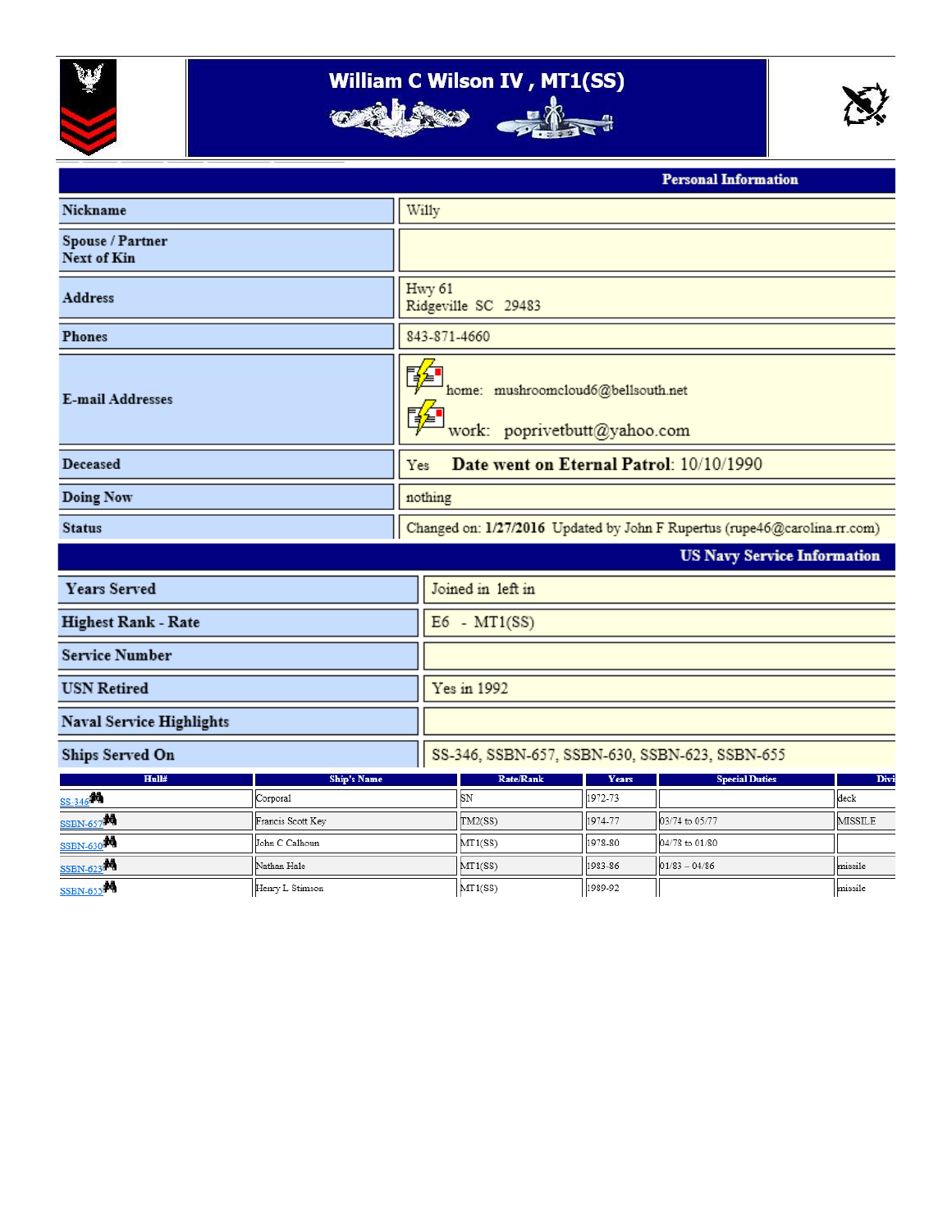# William C Wilson IV , MT1(SS)

| | Personal Information |
|---|---|
| Nickname | Willy |
| Spouse / Partner Next of Kin | |
| Address | Hwy 61<br>Ridgeville SC 29483 |
| Phones | 843-871-4660 |
| E-mail Addresses | home: mushroomcloud6@bellsouth.net<br>work: poprivetbutt@yahoo.com |
| Deceased | Yes **Date went on Eternal Patrol**: 10/10/1990 |
| Doing Now | nothing |
| Status | Changed on: **1/27/2016** Updated by John F Rupertus (rupe46@carolina.rr.com) |

| | US Navy Service Information |
|---|---|
| Years Served | Joined in left in |
| Highest Rank - Rate | E6 - MT1(SS) |
| Service Number | |
| USN Retired | Yes in 1992 |
| Naval Service Highlights | |
| Ships Served On | SS-346, SSBN-657, SSBN-630, SSBN-623, SSBN-655 |

| Hull# | Ship's Name | Rate/Rank | Years | Special Duties | Divi |
|---|---|---|---|---|---|
| SS-346 | Corporal | SN | 1972-73 | | deck |
| SSBN-657 | Francis Scott Key | TM2(SS) | 1974-77 | 03/74 to 05/77 | MISSILE |
| SSBN-630 | John C Calhoun | MT1(SS) | 1978-80 | 04/78 to 01/80 | |
| SSBN-623 | Nathan Hale | MT1(SS) | 1983-86 | 01/83 – 04/86 | missile |
| SSBN-655 | Henry L Stimson | MT1(SS) | 1989-92 | | missile |